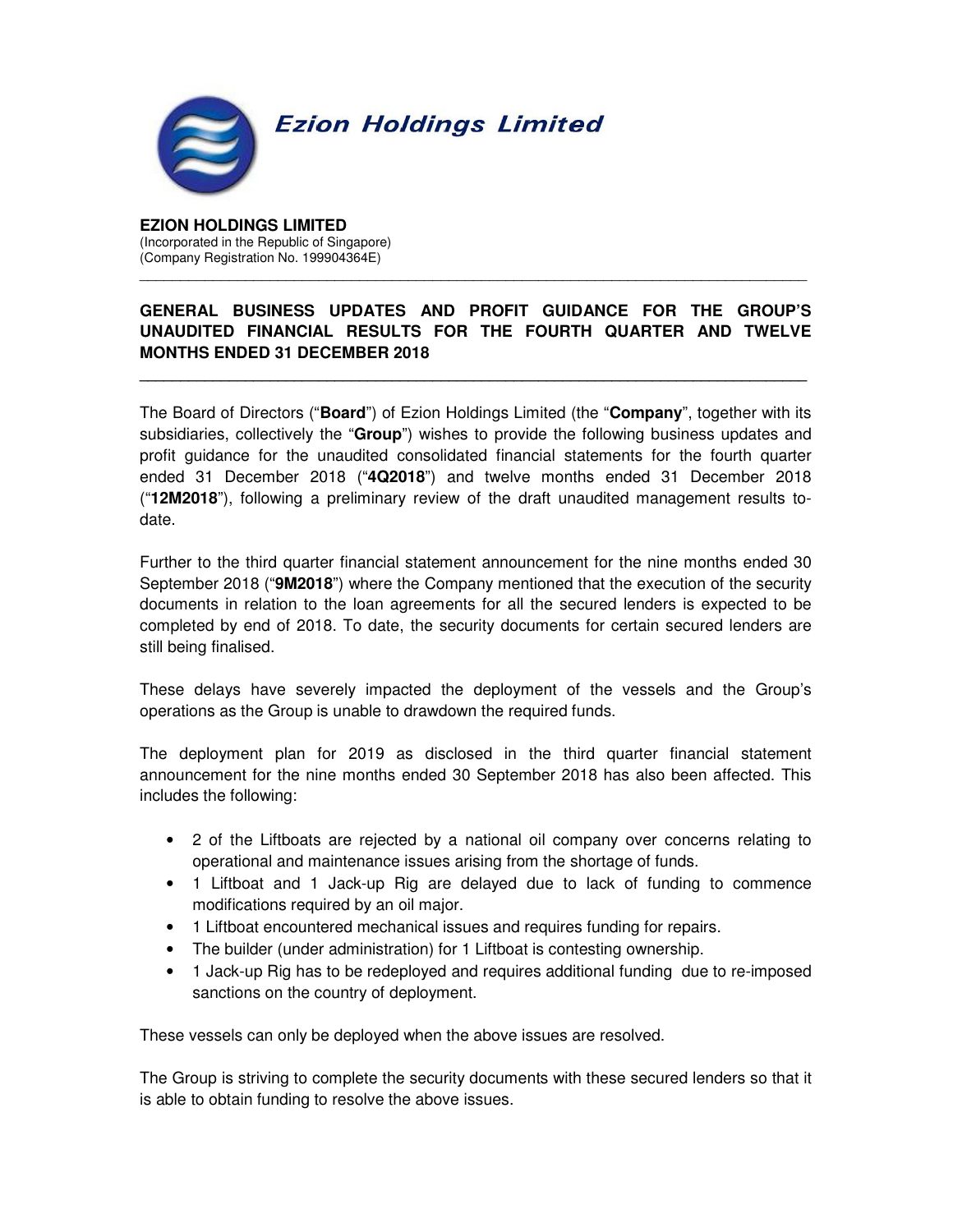**Ezion Holdings Limited**

**EZION HOLDINGS LIMITED**
(Incorporated in the Republic of Singapore)
(Company Registration No. 199904364E)

---

## GENERAL BUSINESS UPDATES AND PROFIT GUIDANCE FOR THE GROUP'S UNAUDITED FINANCIAL RESULTS FOR THE FOURTH QUARTER AND TWELVE MONTHS ENDED 31 DECEMBER 2018

---

The Board of Directors ("**Board**") of Ezion Holdings Limited (the "**Company**", together with its subsidiaries, collectively the "**Group**") wishes to provide the following business updates and profit guidance for the unaudited consolidated financial statements for the fourth quarter ended 31 December 2018 ("**4Q2018**") and twelve months ended 31 December 2018 ("**12M2018**"), following a preliminary review of the draft unaudited management results to-date.

Further to the third quarter financial statement announcement for the nine months ended 30 September 2018 ("**9M2018**") where the Company mentioned that the execution of the security documents in relation to the loan agreements for all the secured lenders is expected to be completed by end of 2018. To date, the security documents for certain secured lenders are still being finalised.

These delays have severely impacted the deployment of the vessels and the Group's operations as the Group is unable to drawdown the required funds.

The deployment plan for 2019 as disclosed in the third quarter financial statement announcement for the nine months ended 30 September 2018 has also been affected. This includes the following:

- 2 of the Liftboats are rejected by a national oil company over concerns relating to operational and maintenance issues arising from the shortage of funds.
- 1 Liftboat and 1 Jack-up Rig are delayed due to lack of funding to commence modifications required by an oil major.
- 1 Liftboat encountered mechanical issues and requires funding for repairs.
- The builder (under administration) for 1 Liftboat is contesting ownership.
- 1 Jack-up Rig has to be redeployed and requires additional funding due to re-imposed sanctions on the country of deployment.

These vessels can only be deployed when the above issues are resolved.

The Group is striving to complete the security documents with these secured lenders so that it is able to obtain funding to resolve the above issues.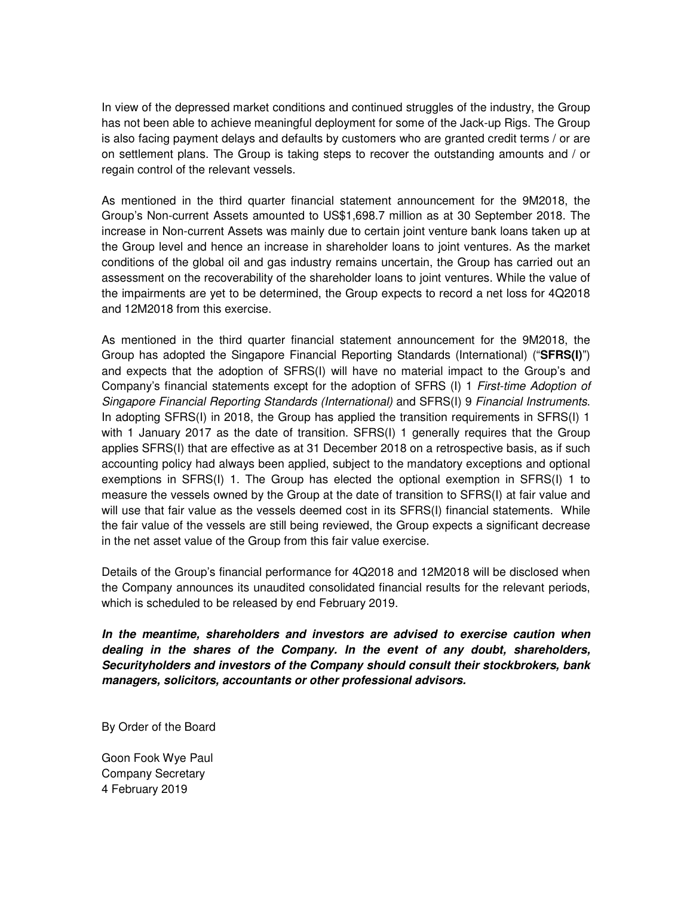In view of the depressed market conditions and continued struggles of the industry, the Group has not been able to achieve meaningful deployment for some of the Jack-up Rigs. The Group is also facing payment delays and defaults by customers who are granted credit terms / or are on settlement plans. The Group is taking steps to recover the outstanding amounts and / or regain control of the relevant vessels.

As mentioned in the third quarter financial statement announcement for the 9M2018, the Group's Non-current Assets amounted to US$1,698.7 million as at 30 September 2018. The increase in Non-current Assets was mainly due to certain joint venture bank loans taken up at the Group level and hence an increase in shareholder loans to joint ventures. As the market conditions of the global oil and gas industry remains uncertain, the Group has carried out an assessment on the recoverability of the shareholder loans to joint ventures. While the value of the impairments are yet to be determined, the Group expects to record a net loss for 4Q2018 and 12M2018 from this exercise.

As mentioned in the third quarter financial statement announcement for the 9M2018, the Group has adopted the Singapore Financial Reporting Standards (International) ("**SFRS(I)**") and expects that the adoption of SFRS(I) will have no material impact to the Group's and Company's financial statements except for the adoption of SFRS (I) 1 *First-time Adoption of Singapore Financial Reporting Standards (International)* and SFRS(I) 9 *Financial Instruments*. In adopting SFRS(I) in 2018, the Group has applied the transition requirements in SFRS(I) 1 with 1 January 2017 as the date of transition. SFRS(I) 1 generally requires that the Group applies SFRS(I) that are effective as at 31 December 2018 on a retrospective basis, as if such accounting policy had always been applied, subject to the mandatory exceptions and optional exemptions in SFRS(I) 1. The Group has elected the optional exemption in SFRS(I) 1 to measure the vessels owned by the Group at the date of transition to SFRS(I) at fair value and will use that fair value as the vessels deemed cost in its SFRS(I) financial statements. While the fair value of the vessels are still being reviewed, the Group expects a significant decrease in the net asset value of the Group from this fair value exercise.

Details of the Group's financial performance for 4Q2018 and 12M2018 will be disclosed when the Company announces its unaudited consolidated financial results for the relevant periods, which is scheduled to be released by end February 2019.

***In the meantime, shareholders and investors are advised to exercise caution when dealing in the shares of the Company. In the event of any doubt, shareholders, Securityholders and investors of the Company should consult their stockbrokers, bank managers, solicitors, accountants or other professional advisors.***

By Order of the Board

Goon Fook Wye Paul
Company Secretary
4 February 2019